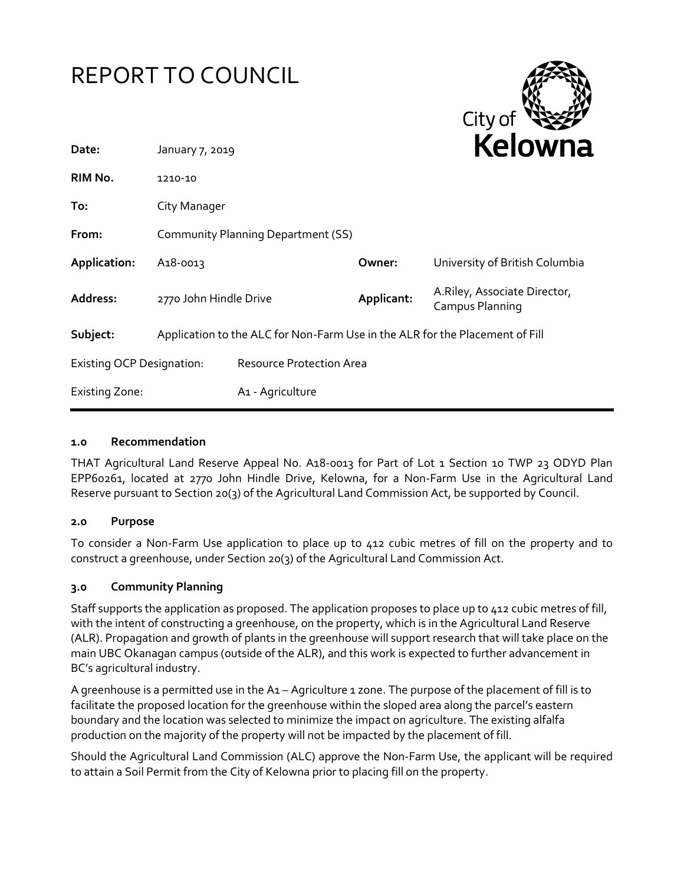# REPORT TO COUNCIL

| | | | |
|---|---|---|---|
| **Date:** | January 7, 2019 | | |
| **RIM No.** | 1210-10 | | |
| **To:** | City Manager | | |
| **From:** | Community Planning Department (SS) | | |
| **Application:** | A18-0013 | **Owner:** | University of British Columbia |
| **Address:** | 2770 John Hindle Drive | **Applicant:** | A.Riley, Associate Director, Campus Planning |
| **Subject:** | Application to the ALC for Non-Farm Use in the ALR for the Placement of Fill | | |
| Existing OCP Designation: | Resource Protection Area | | |
| Existing Zone: | A1 - Agriculture | | |

### 1.0 Recommendation

THAT Agricultural Land Reserve Appeal No. A18-0013 for Part of Lot 1 Section 10 TWP 23 ODYD Plan EPP60261, located at 2770 John Hindle Drive, Kelowna, for a Non-Farm Use in the Agricultural Land Reserve pursuant to Section 20(3) of the Agricultural Land Commission Act, be supported by Council.

### 2.0 Purpose

To consider a Non-Farm Use application to place up to 412 cubic metres of fill on the property and to construct a greenhouse, under Section 20(3) of the Agricultural Land Commission Act.

### 3.0 Community Planning

Staff supports the application as proposed. The application proposes to place up to 412 cubic metres of fill, with the intent of constructing a greenhouse, on the property, which is in the Agricultural Land Reserve (ALR). Propagation and growth of plants in the greenhouse will support research that will take place on the main UBC Okanagan campus (outside of the ALR), and this work is expected to further advancement in BC's agricultural industry.

A greenhouse is a permitted use in the A1 – Agriculture 1 zone. The purpose of the placement of fill is to facilitate the proposed location for the greenhouse within the sloped area along the parcel's eastern boundary and the location was selected to minimize the impact on agriculture. The existing alfalfa production on the majority of the property will not be impacted by the placement of fill.

Should the Agricultural Land Commission (ALC) approve the Non-Farm Use, the applicant will be required to attain a Soil Permit from the City of Kelowna prior to placing fill on the property.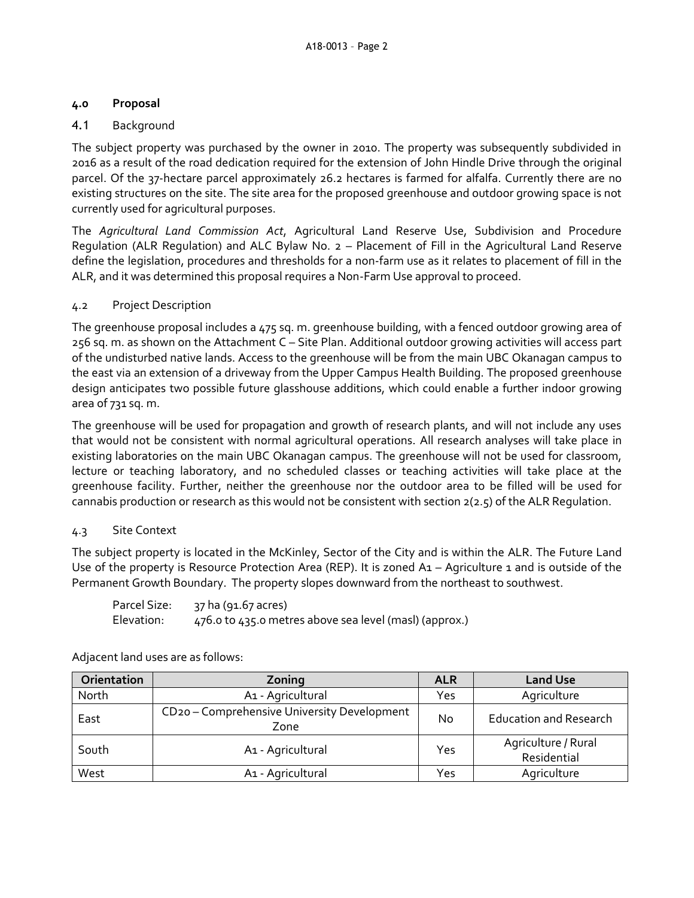## 4.0 Proposal

### 4.1 Background

The subject property was purchased by the owner in 2010. The property was subsequently subdivided in 2016 as a result of the road dedication required for the extension of John Hindle Drive through the original parcel. Of the 37-hectare parcel approximately 26.2 hectares is farmed for alfalfa. Currently there are no existing structures on the site. The site area for the proposed greenhouse and outdoor growing space is not currently used for agricultural purposes.

The *Agricultural Land Commission Act*, Agricultural Land Reserve Use, Subdivision and Procedure Regulation (ALR Regulation) and ALC Bylaw No. 2 – Placement of Fill in the Agricultural Land Reserve define the legislation, procedures and thresholds for a non-farm use as it relates to placement of fill in the ALR, and it was determined this proposal requires a Non-Farm Use approval to proceed.

### 4.2 Project Description

The greenhouse proposal includes a 475 sq. m. greenhouse building, with a fenced outdoor growing area of 256 sq. m. as shown on the Attachment C – Site Plan. Additional outdoor growing activities will access part of the undisturbed native lands. Access to the greenhouse will be from the main UBC Okanagan campus to the east via an extension of a driveway from the Upper Campus Health Building. The proposed greenhouse design anticipates two possible future glasshouse additions, which could enable a further indoor growing area of 731 sq. m.

The greenhouse will be used for propagation and growth of research plants, and will not include any uses that would not be consistent with normal agricultural operations. All research analyses will take place in existing laboratories on the main UBC Okanagan campus. The greenhouse will not be used for classroom, lecture or teaching laboratory, and no scheduled classes or teaching activities will take place at the greenhouse facility. Further, neither the greenhouse nor the outdoor area to be filled will be used for cannabis production or research as this would not be consistent with section 2(2.5) of the ALR Regulation.

### 4.3 Site Context

The subject property is located in the McKinley, Sector of the City and is within the ALR. The Future Land Use of the property is Resource Protection Area (REP). It is zoned A1 – Agriculture 1 and is outside of the Permanent Growth Boundary. The property slopes downward from the northeast to southwest.

Parcel Size: 37 ha (91.67 acres)
Elevation: 476.0 to 435.0 metres above sea level (masl) (approx.)

Adjacent land uses are as follows:

| Orientation | Zoning | ALR | Land Use |
|---|---|---|---|
| North | A1 - Agricultural | Yes | Agriculture |
| East | CD20 – Comprehensive University Development Zone | No | Education and Research |
| South | A1 - Agricultural | Yes | Agriculture / Rural Residential |
| West | A1 - Agricultural | Yes | Agriculture |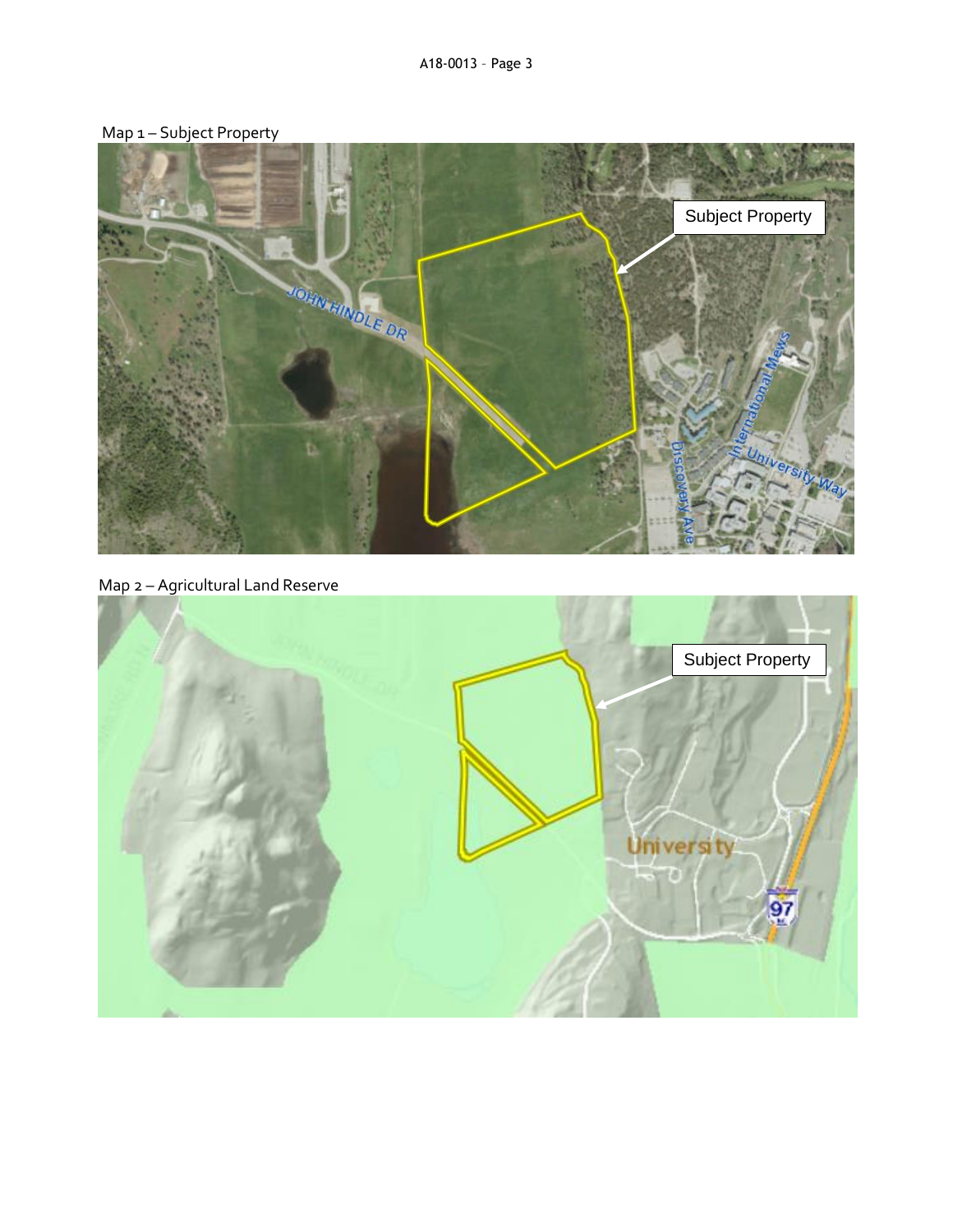Map 1 – Subject Property

Map 2 – Agricultural Land Reserve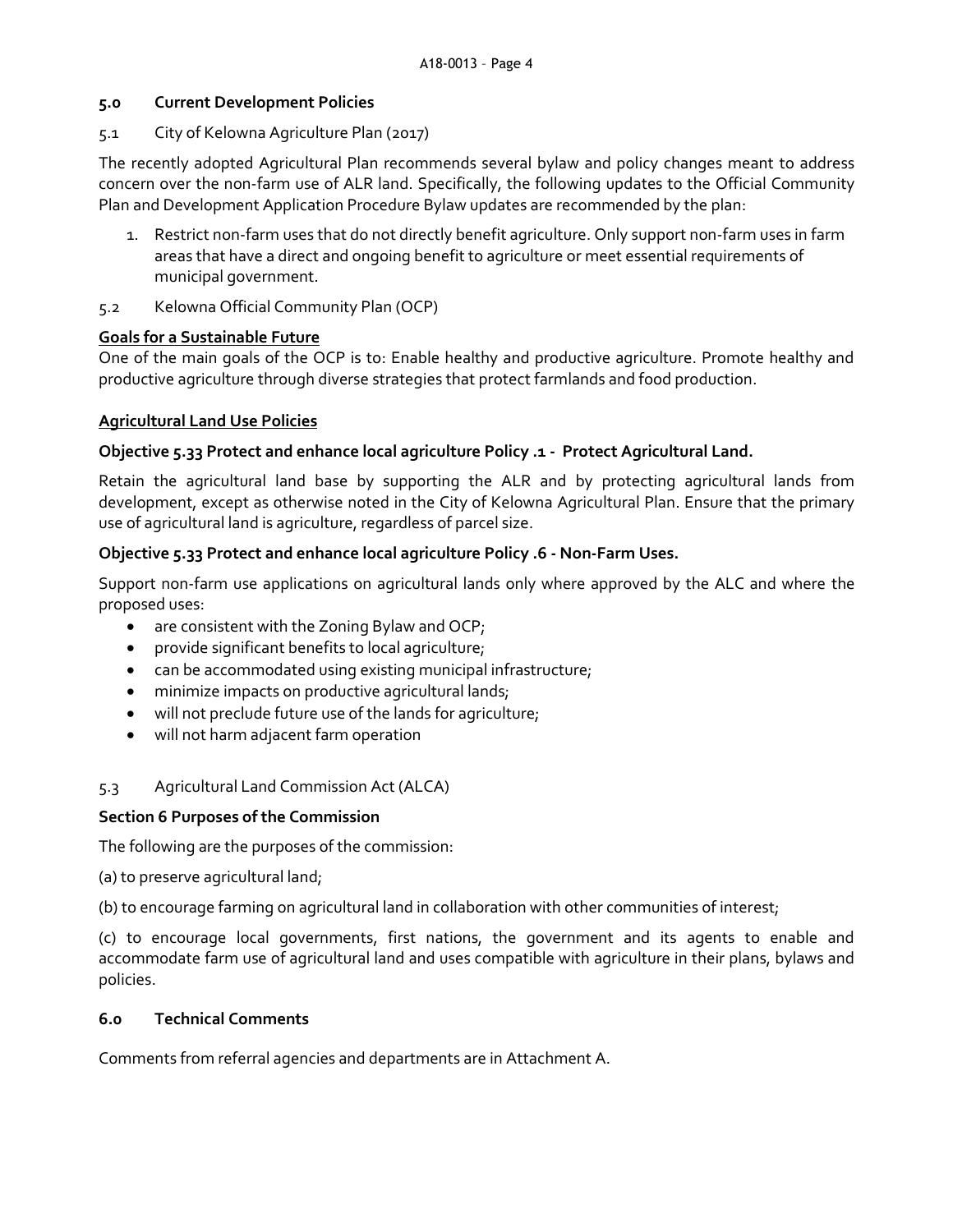## 5.0 Current Development Policies

5.1 City of Kelowna Agriculture Plan (2017)

The recently adopted Agricultural Plan recommends several bylaw and policy changes meant to address concern over the non-farm use of ALR land. Specifically, the following updates to the Official Community Plan and Development Application Procedure Bylaw updates are recommended by the plan:

1. Restrict non-farm uses that do not directly benefit agriculture. Only support non-farm uses in farm areas that have a direct and ongoing benefit to agriculture or meet essential requirements of municipal government.

5.2 Kelowna Official Community Plan (OCP)

**Goals for a Sustainable Future**

One of the main goals of the OCP is to: Enable healthy and productive agriculture. Promote healthy and productive agriculture through diverse strategies that protect farmlands and food production.

**Agricultural Land Use Policies**

**Objective 5.33 Protect and enhance local agriculture Policy .1 - Protect Agricultural Land.**

Retain the agricultural land base by supporting the ALR and by protecting agricultural lands from development, except as otherwise noted in the City of Kelowna Agricultural Plan. Ensure that the primary use of agricultural land is agriculture, regardless of parcel size.

**Objective 5.33 Protect and enhance local agriculture Policy .6 - Non-Farm Uses.**

Support non-farm use applications on agricultural lands only where approved by the ALC and where the proposed uses:

- are consistent with the Zoning Bylaw and OCP;
- provide significant benefits to local agriculture;
- can be accommodated using existing municipal infrastructure;
- minimize impacts on productive agricultural lands;
- will not preclude future use of the lands for agriculture;
- will not harm adjacent farm operation

5.3 Agricultural Land Commission Act (ALCA)

**Section 6 Purposes of the Commission**

The following are the purposes of the commission:

(a) to preserve agricultural land;

(b) to encourage farming on agricultural land in collaboration with other communities of interest;

(c) to encourage local governments, first nations, the government and its agents to enable and accommodate farm use of agricultural land and uses compatible with agriculture in their plans, bylaws and policies.

## 6.0 Technical Comments

Comments from referral agencies and departments are in Attachment A.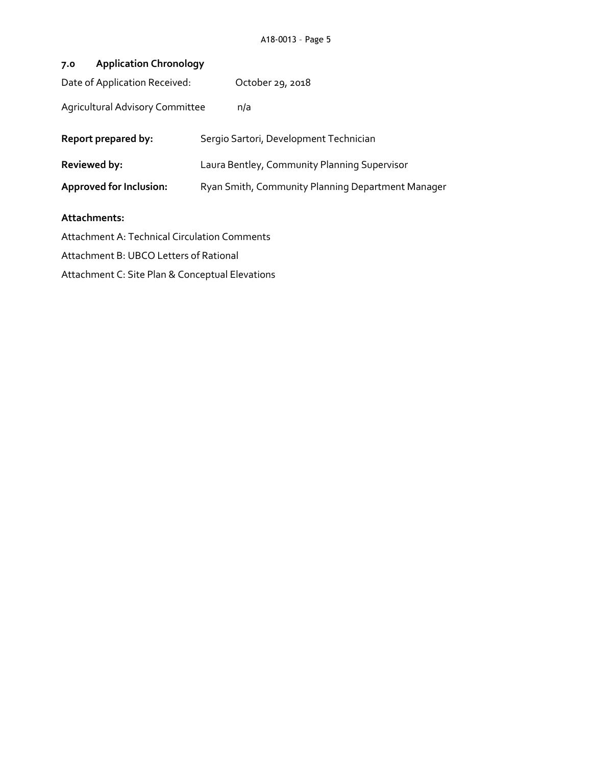## 7.0 Application Chronology

Date of Application Received: October 29, 2018

Agricultural Advisory Committee n/a

**Report prepared by:** Sergio Sartori, Development Technician

**Reviewed by:** Laura Bentley, Community Planning Supervisor

**Approved for Inclusion:** Ryan Smith, Community Planning Department Manager

**Attachments:**

Attachment A: Technical Circulation Comments

Attachment B: UBCO Letters of Rational

Attachment C: Site Plan & Conceptual Elevations